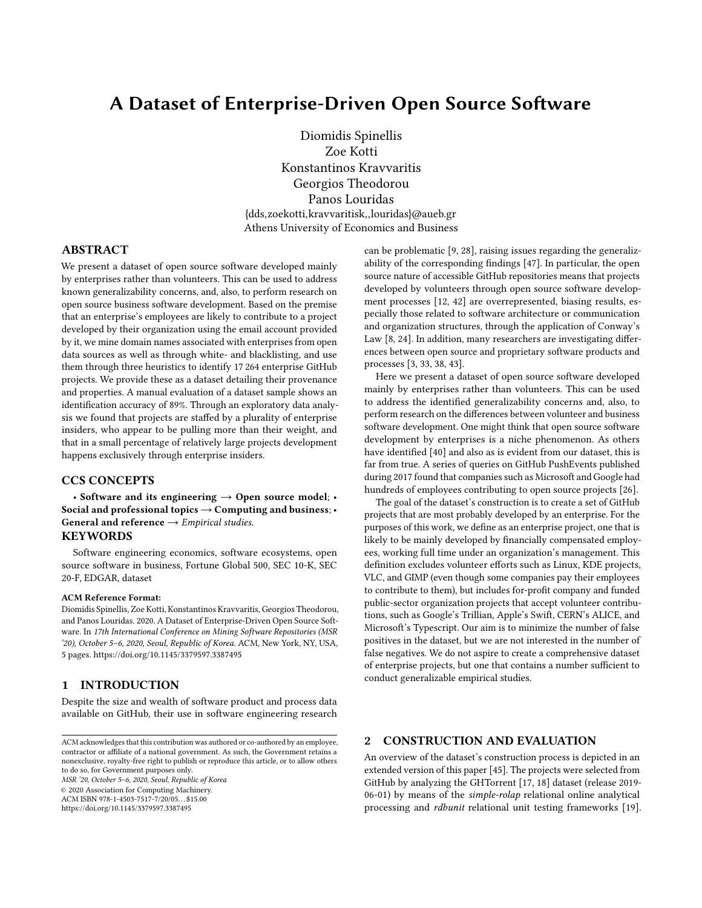# A Dataset of Enterprise-Driven Open Source Software

Diomidis Spinellis
Zoe Kotti
Konstantinos Kravvaritis
Georgios Theodorou
Panos Louridas
{dds,zoekotti,kravvaritisk,,louridas}@aueb.gr
Athens University of Economics and Business

## ABSTRACT

We present a dataset of open source software developed mainly by enterprises rather than volunteers. This can be used to address known generalizability concerns, and, also, to perform research on open source business software development. Based on the premise that an enterprise's employees are likely to contribute to a project developed by their organization using the email account provided by it, we mine domain names associated with enterprises from open data sources as well as through white- and blacklisting, and use them through three heuristics to identify 17 264 enterprise GitHub projects. We provide these as a dataset detailing their provenance and properties. A manual evaluation of a dataset sample shows an identification accuracy of 89%. Through an exploratory data analysis we found that projects are staffed by a plurality of enterprise insiders, who appear to be pulling more than their weight, and that in a small percentage of relatively large projects development happens exclusively through enterprise insiders.

## CCS CONCEPTS

• **Software and its engineering → Open source model**; • **Social and professional topics → Computing and business**; • **General and reference →** *Empirical studies.*

## KEYWORDS

Software engineering economics, software ecosystems, open source software in business, Fortune Global 500, SEC 10-K, SEC 20-F, EDGAR, dataset

**ACM Reference Format:**
Diomidis Spinellis, Zoe Kotti, Konstantinos Kravvaritis, Georgios Theodorou, and Panos Louridas. 2020. A Dataset of Enterprise-Driven Open Source Software. In *17th International Conference on Mining Software Repositories (MSR '20), October 5–6, 2020, Seoul, Republic of Korea.* ACM, New York, NY, USA, 5 pages. https://doi.org/10.1145/3379597.3387495

## 1 INTRODUCTION

Despite the size and wealth of software product and process data available on GitHub, their use in software engineering research can be problematic [9, 28], raising issues regarding the generalizability of the corresponding findings [47]. In particular, the open source nature of accessible GitHub repositories means that projects developed by volunteers through open source software development processes [12, 42] are overrepresented, biasing results, especially those related to software architecture or communication and organization structures, through the application of Conway's Law [8, 24]. In addition, many researchers are investigating differences between open source and proprietary software products and processes [3, 33, 38, 43].

Here we present a dataset of open source software developed mainly by enterprises rather than volunteers. This can be used to address the identified generalizability concerns and, also, to perform research on the differences between volunteer and business software development. One might think that open source software development by enterprises is a niche phenomenon. As others have identified [40] and also as is evident from our dataset, this is far from true. A series of queries on GitHub PushEvents published during 2017 found that companies such as Microsoft and Google had hundreds of employees contributing to open source projects [26].

The goal of the dataset's construction is to create a set of GitHub projects that are most probably developed by an enterprise. For the purposes of this work, we define as an enterprise project, one that is likely to be mainly developed by financially compensated employees, working full time under an organization's management. This definition excludes volunteer efforts such as Linux, KDE projects, VLC, and GIMP (even though some companies pay their employees to contribute to them), but includes for-profit company and funded public-sector organization projects that accept volunteer contributions, such as Google's Trillian, Apple's Swift, CERN's ALICE, and Microsoft's Typescript. Our aim is to minimize the number of false positives in the dataset, but we are not interested in the number of false negatives. We do not aspire to create a comprehensive dataset of enterprise projects, but one that contains a number sufficient to conduct generalizable empirical studies.

## 2 CONSTRUCTION AND EVALUATION

An overview of the dataset's construction process is depicted in an extended version of this paper [45]. The projects were selected from GitHub by analyzing the GHTorrent [17, 18] dataset (release 2019-06-01) by means of the *simple-rolap* relational online analytical processing and *rdbunit* relational unit testing frameworks [19].

ACM acknowledges that this contribution was authored or co-authored by an employee, contractor or affiliate of a national government. As such, the Government retains a nonexclusive, royalty-free right to publish or reproduce this article, or to allow others to do so, for Government purposes only.
*MSR '20, October 5–6, 2020, Seoul, Republic of Korea*
© 2020 Association for Computing Machinery.
ACM ISBN 978-1-4503-7517-7/20/05…$15.00
https://doi.org/10.1145/3379597.3387495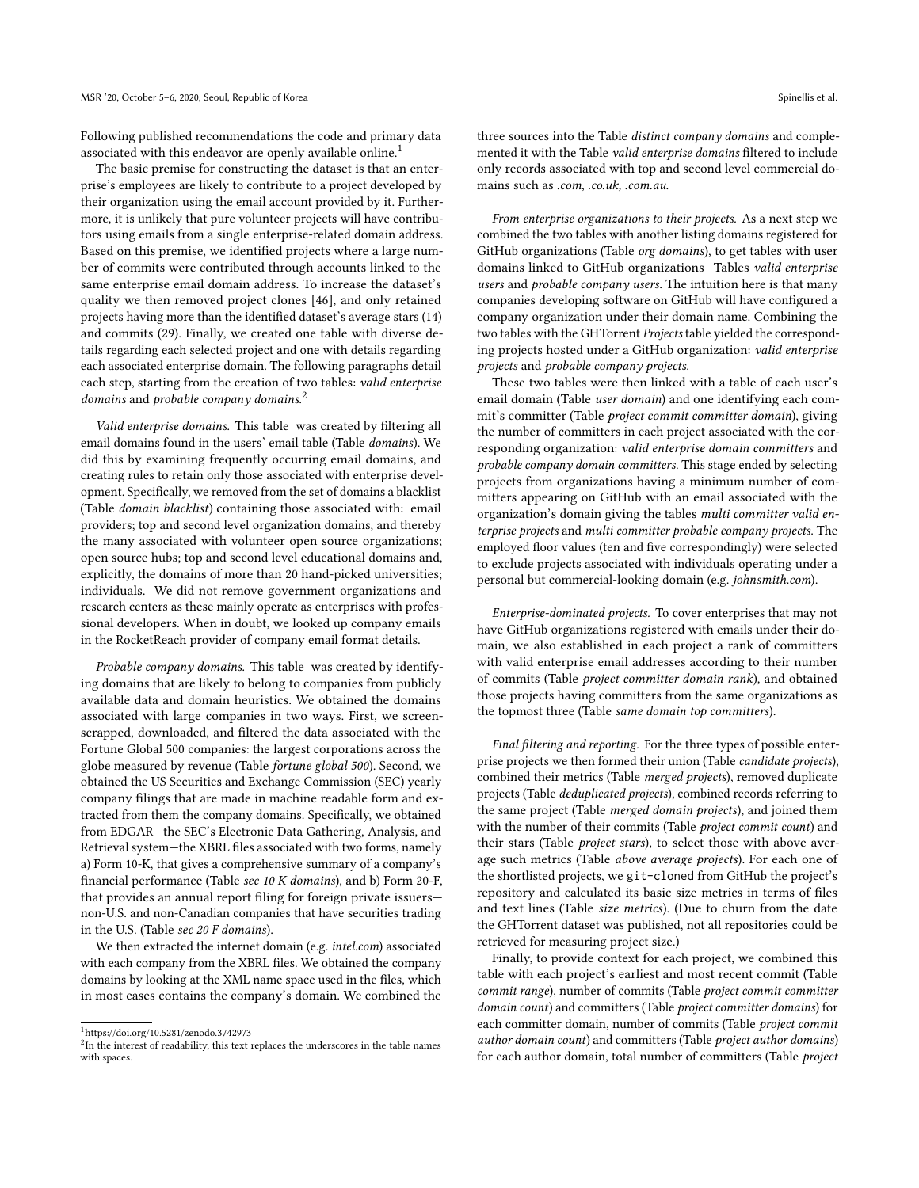Following published recommendations the code and primary data associated with this endeavor are openly available online.[1]

The basic premise for constructing the dataset is that an enterprise's employees are likely to contribute to a project developed by their organization using the email account provided by it. Furthermore, it is unlikely that pure volunteer projects will have contributors using emails from a single enterprise-related domain address. Based on this premise, we identified projects where a large number of commits were contributed through accounts linked to the same enterprise email domain address. To increase the dataset's quality we then removed project clones [46], and only retained projects having more than the identified dataset's average stars (14) and commits (29). Finally, we created one table with diverse details regarding each selected project and one with details regarding each associated enterprise domain. The following paragraphs detail each step, starting from the creation of two tables: *valid enterprise domains* and *probable company domains*.[2]

*Valid enterprise domains.* This table was created by filtering all email domains found in the users' email table (Table *domains*). We did this by examining frequently occurring email domains, and creating rules to retain only those associated with enterprise development. Specifically, we removed from the set of domains a blacklist (Table *domain blacklist*) containing those associated with: email providers; top and second level organization domains, and thereby the many associated with volunteer open source organizations; open source hubs; top and second level educational domains and, explicitly, the domains of more than 20 hand-picked universities; individuals. We did not remove government organizations and research centers as these mainly operate as enterprises with professional developers. When in doubt, we looked up company emails in the RocketReach provider of company email format details.

*Probable company domains.* This table was created by identifying domains that are likely to belong to companies from publicly available data and domain heuristics. We obtained the domains associated with large companies in two ways. First, we screen-scrapped, downloaded, and filtered the data associated with the Fortune Global 500 companies: the largest corporations across the globe measured by revenue (Table *fortune global 500*). Second, we obtained the US Securities and Exchange Commission (SEC) yearly company filings that are made in machine readable form and extracted from them the company domains. Specifically, we obtained from EDGAR—the SEC's Electronic Data Gathering, Analysis, and Retrieval system—the XBRL files associated with two forms, namely a) Form 10-K, that gives a comprehensive summary of a company's financial performance (Table *sec 10 K domains*), and b) Form 20-F, that provides an annual report filing for foreign private issuers—non-U.S. and non-Canadian companies that have securities trading in the U.S. (Table *sec 20 F domains*).

We then extracted the internet domain (e.g. *intel.com*) associated with each company from the XBRL files. We obtained the company domains by looking at the XML name space used in the files, which in most cases contains the company's domain. We combined the three sources into the Table *distinct company domains* and complemented it with the Table *valid enterprise domains* filtered to include only records associated with top and second level commercial domains such as *.com*, *.co.uk*, *.com.au*.

*From enterprise organizations to their projects.* As a next step we combined the two tables with another listing domains registered for GitHub organizations (Table *org domains*), to get tables with user domains linked to GitHub organizations—Tables *valid enterprise users* and *probable company users*. The intuition here is that many companies developing software on GitHub will have configured a company organization under their domain name. Combining the two tables with the GHTorrent *Projects* table yielded the corresponding projects hosted under a GitHub organization: *valid enterprise projects* and *probable company projects*.

These two tables were then linked with a table of each user's email domain (Table *user domain*) and one identifying each commit's committer (Table *project commit committer domain*), giving the number of committers in each project associated with the corresponding organization: *valid enterprise domain committers* and *probable company domain committers*. This stage ended by selecting projects from organizations having a minimum number of committers appearing on GitHub with an email associated with the organization's domain giving the tables *multi committer valid enterprise projects* and *multi committer probable company projects*. The employed floor values (ten and five correspondingly) were selected to exclude projects associated with individuals operating under a personal but commercial-looking domain (e.g. *johnsmith.com*).

*Enterprise-dominated projects.* To cover enterprises that may not have GitHub organizations registered with emails under their domain, we also established in each project a rank of committers with valid enterprise email addresses according to their number of commits (Table *project committer domain rank*), and obtained those projects having committers from the same organizations as the topmost three (Table *same domain top committers*).

*Final filtering and reporting.* For the three types of possible enterprise projects we then formed their union (Table *candidate projects*), combined their metrics (Table *merged projects*), removed duplicate projects (Table *deduplicated projects*), combined records referring to the same project (Table *merged domain projects*), and joined them with the number of their commits (Table *project commit count*) and their stars (Table *project stars*), to select those with above average such metrics (Table *above average projects*). For each one of the shortlisted projects, we `git-cloned` from GitHub the project's repository and calculated its basic size metrics in terms of files and text lines (Table *size metrics*). (Due to churn from the date the GHTorrent dataset was published, not all repositories could be retrieved for measuring project size.)

Finally, to provide context for each project, we combined this table with each project's earliest and most recent commit (Table *commit range*), number of commits (Table *project commit committer domain count*) and committers (Table *project committer domains*) for each committer domain, number of commits (Table *project commit author domain count*) and committers (Table *project author domains*) for each author domain, total number of committers (Table *project*

[1] https://doi.org/10.5281/zenodo.3742973

[2] In the interest of readability, this text replaces the underscores in the table names with spaces.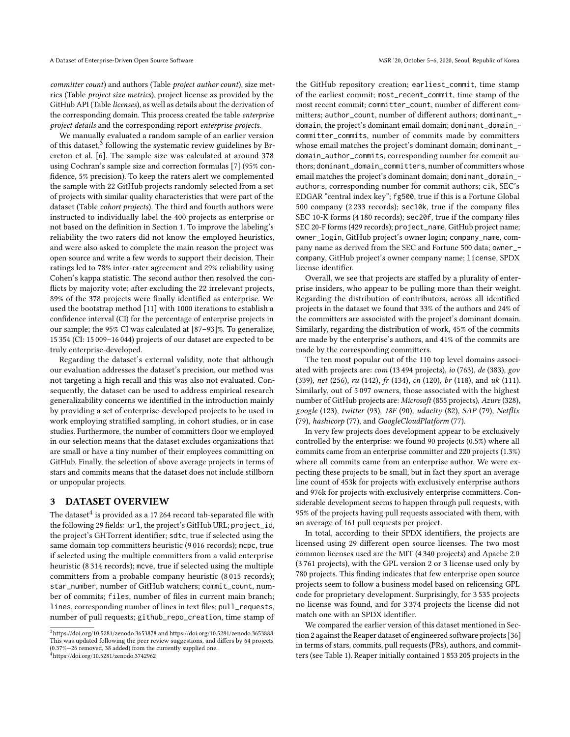*committer count*) and authors (Table *project author count*), size metrics (Table *project size metrics*), project license as provided by the GitHub API (Table *licenses*), as well as details about the derivation of the corresponding domain. This process created the table *enterprise project details* and the corresponding report *enterprise projects*.

We manually evaluated a random sample of an earlier version of this dataset,[3] following the systematic review guidelines by Brereton et al. [6]. The sample size was calculated at around 378 using Cochran's sample size and correction formulas [7] (95% confidence, 5% precision). To keep the raters alert we complemented the sample with 22 GitHub projects randomly selected from a set of projects with similar quality characteristics that were part of the dataset (Table *cohort projects*). The third and fourth authors were instructed to individually label the 400 projects as enterprise or not based on the definition in Section 1. To improve the labeling's reliability the two raters did not know the employed heuristics, and were also asked to complete the main reason the project was open source and write a few words to support their decision. Their ratings led to 78% inter-rater agreement and 29% reliability using Cohen's kappa statistic. The second author then resolved the conflicts by majority vote; after excluding the 22 irrelevant projects, 89% of the 378 projects were finally identified as enterprise. We used the bootstrap method [11] with 1000 iterations to establish a confidence interval (CI) for the percentage of enterprise projects in our sample; the 95% CI was calculated at [87–93]%. To generalize, 15 354 (CI: 15 009–16 044) projects of our dataset are expected to be truly enterprise-developed.

Regarding the dataset's external validity, note that although our evaluation addresses the dataset's precision, our method was not targeting a high recall and this was also not evaluated. Consequently, the dataset can be used to address empirical research generalizability concerns we identified in the introduction mainly by providing a set of enterprise-developed projects to be used in work employing stratified sampling, in cohort studies, or in case studies. Furthermore, the number of committers floor we employed in our selection means that the dataset excludes organizations that are small or have a tiny number of their employees committing on GitHub. Finally, the selection of above average projects in terms of stars and commits means that the dataset does not include stillborn or unpopular projects.

## 3 DATASET OVERVIEW

The dataset[4] is provided as a 17 264 record tab-separated file with the following 29 fields: `url`, the project's GitHub URL; `project_id`, the project's GHTorrent identifier; `sdtc`, true if selected using the same domain top committers heuristic (9 016 records); `mcpc`, true if selected using the multiple committers from a valid enterprise heuristic (8 314 records); `mcve`, true if selected using the multiple committers from a probable company heuristic (8 015 records); `star_number`, number of GitHub watchers; `commit_count`, number of commits; `files`, number of files in current main branch; `lines`, corresponding number of lines in text files; `pull_requests`, number of pull requests; `github_repo_creation`, time stamp of the GitHub repository creation; `earliest_commit`, time stamp of the earliest commit; `most_recent_commit`, time stamp of the most recent commit; `committer_count`, number of different committers; `author_count`, number of different authors; `dominant_domain`, the project's dominant email domain; `dominant_domain_committer_commits`, number of commits made by committers whose email matches the project's dominant domain; `dominant_domain_author_commits`, corresponding number for commit authors; `dominant_domain_committers`, number of committers whose email matches the project's dominant domain; `dominant_domain_authors`, corresponding number for commit authors; `cik`, SEC's EDGAR "central index key"; `fg500`, true if this is a Fortune Global 500 company (2 233 records); `sec10k`, true if the company files SEC 10-K forms (4 180 records); `sec20f`, true if the company files SEC 20-F forms (429 records); `project_name`, GitHub project name; `owner_login`, GitHub project's owner login; `company_name`, company name as derived from the SEC and Fortune 500 data; `owner_company`, GitHub project's owner company name; `license`, SPDX license identifier.

Overall, we see that projects are staffed by a plurality of enterprise insiders, who appear to be pulling more than their weight. Regarding the distribution of contributors, across all identified projects in the dataset we found that 33% of the authors and 24% of the committers are associated with the project's dominant domain. Similarly, regarding the distribution of work, 45% of the commits are made by the enterprise's authors, and 41% of the commits are made by the corresponding committers.

The ten most popular out of the 110 top level domains associated with projects are: *com* (13 494 projects), *io* (763), *de* (383), *gov* (339), *net* (256), *ru* (142), *fr* (134), *cn* (120), *br* (118), and *uk* (111). Similarly, out of 5 097 owners, those associated with the highest number of GitHub projects are: *Microsoft* (855 projects), *Azure* (328), *google* (123), *twitter* (93), *18F* (90), *udacity* (82), *SAP* (79), *Netflix* (79), *hashicorp* (77), and *GoogleCloudPlatform* (77).

In very few projects does development appear to be exclusively controlled by the enterprise: we found 90 projects (0.5%) where all commits came from an enterprise committer and 220 projects (1.3%) where all commits came from an enterprise author. We were expecting these projects to be small, but in fact they sport an average line count of 453k for projects with exclusively enterprise authors and 976k for projects with exclusively enterprise committers. Considerable development seems to happen through pull requests, with 95% of the projects having pull requests associated with them, with an average of 161 pull requests per project.

In total, according to their SPDX identifiers, the projects are licensed using 29 different open source licenses. The two most common licenses used are the MIT (4 340 projects) and Apache 2.0 (3 761 projects), with the GPL version 2 or 3 license used only by 780 projects. This finding indicates that few enterprise open source projects seem to follow a business model based on relicensing GPL code for proprietary development. Surprisingly, for 3 535 projects no license was found, and for 3 374 projects the license did not match one with an SPDX identifier.

We compared the earlier version of this dataset mentioned in Section 2 against the Reaper dataset of engineered software projects [36] in terms of stars, commits, pull requests (PRs), authors, and committers (see Table 1). Reaper initially contained 1 853 205 projects in the

[3] https://doi.org/10.5281/zenodo.3653878 and https://doi.org/10.5281/zenodo.3653888. This was updated following the peer review suggestions, and differs by 64 projects (0.37%—26 removed, 38 added) from the currently supplied one.

[4] https://doi.org/10.5281/zenodo.3742962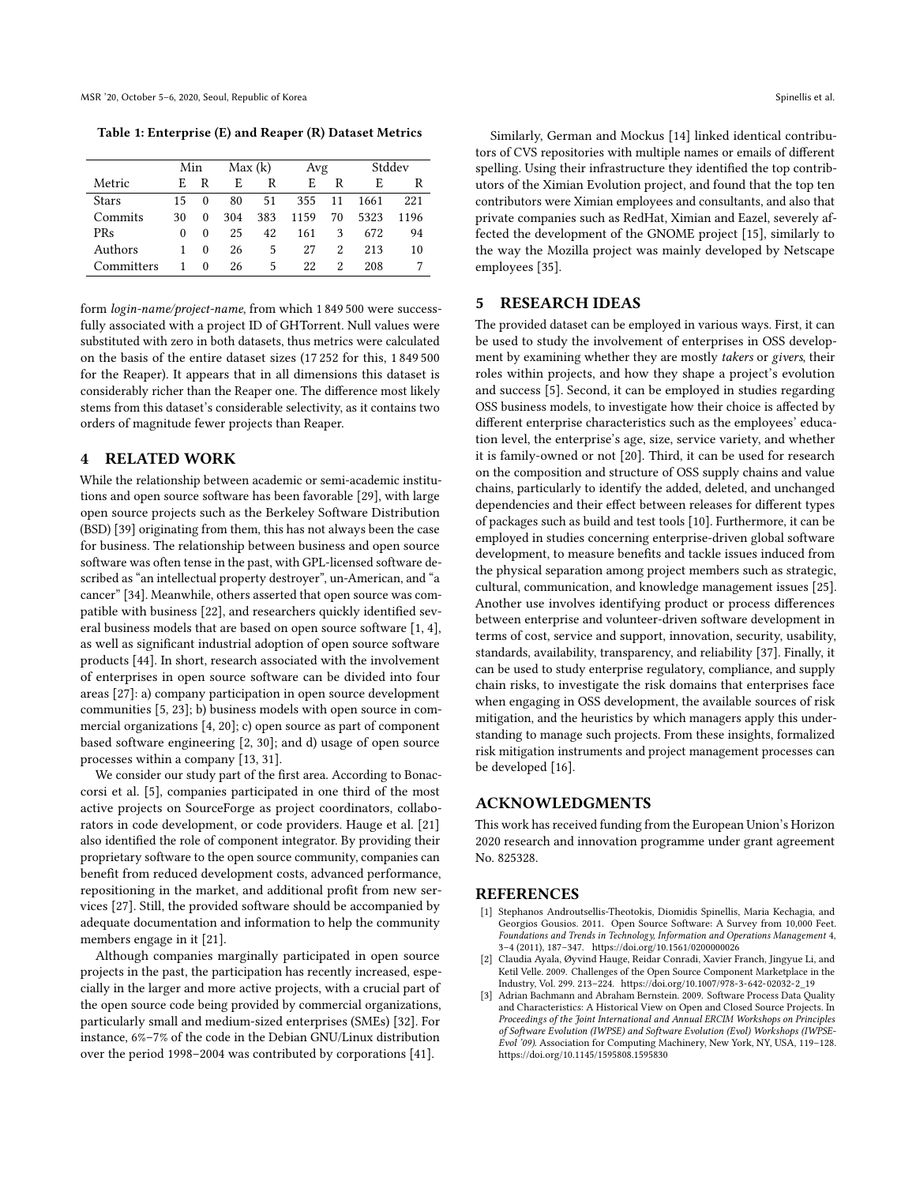Table 1: Enterprise (E) and Reaper (R) Dataset Metrics

| Metric | Min | | Max (k) | | Avg | | Stddev | |
|---|---|---|---|---|---|---|---|---|
| | E | R | E | R | E | R | E | R |
| Stars | 15 | 0 | 80 | 51 | 355 | 11 | 1661 | 221 |
| Commits | 30 | 0 | 304 | 383 | 1159 | 70 | 5323 | 1196 |
| PRs | 0 | 0 | 25 | 42 | 161 | 3 | 672 | 94 |
| Authors | 1 | 0 | 26 | 5 | 27 | 2 | 213 | 10 |
| Committers | 1 | 0 | 26 | 5 | 22 | 2 | 208 | 7 |

form *login-name/project-name*, from which 1 849 500 were successfully associated with a project ID of GHTorrent. Null values were substituted with zero in both datasets, thus metrics were calculated on the basis of the entire dataset sizes (17 252 for this, 1 849 500 for the Reaper). It appears that in all dimensions this dataset is considerably richer than the Reaper one. The difference most likely stems from this dataset's considerable selectivity, as it contains two orders of magnitude fewer projects than Reaper.

## 4 RELATED WORK

While the relationship between academic or semi-academic institutions and open source software has been favorable [29], with large open source projects such as the Berkeley Software Distribution (BSD) [39] originating from them, this has not always been the case for business. The relationship between business and open source software was often tense in the past, with GPL-licensed software described as "an intellectual property destroyer", un-American, and "a cancer" [34]. Meanwhile, others asserted that open source was compatible with business [22], and researchers quickly identified several business models that are based on open source software [1, 4], as well as significant industrial adoption of open source software products [44]. In short, research associated with the involvement of enterprises in open source software can be divided into four areas [27]: a) company participation in open source development communities [5, 23]; b) business models with open source in commercial organizations [4, 20]; c) open source as part of component based software engineering [2, 30]; and d) usage of open source processes within a company [13, 31].

We consider our study part of the first area. According to Bonaccorsi et al. [5], companies participated in one third of the most active projects on SourceForge as project coordinators, collaborators in code development, or code providers. Hauge et al. [21] also identified the role of component integrator. By providing their proprietary software to the open source community, companies can benefit from reduced development costs, advanced performance, repositioning in the market, and additional profit from new services [27]. Still, the provided software should be accompanied by adequate documentation and information to help the community members engage in it [21].

Although companies marginally participated in open source projects in the past, the participation has recently increased, especially in the larger and more active projects, with a crucial part of the open source code being provided by commercial organizations, particularly small and medium-sized enterprises (SMEs) [32]. For instance, 6%–7% of the code in the Debian GNU/Linux distribution over the period 1998–2004 was contributed by corporations [41].

Similarly, German and Mockus [14] linked identical contributors of CVS repositories with multiple names or emails of different spelling. Using their infrastructure they identified the top contributors of the Ximian Evolution project, and found that the top ten contributors were Ximian employees and consultants, and also that private companies such as RedHat, Ximian and Eazel, severely affected the development of the GNOME project [15], similarly to the way the Mozilla project was mainly developed by Netscape employees [35].

## 5 RESEARCH IDEAS

The provided dataset can be employed in various ways. First, it can be used to study the involvement of enterprises in OSS development by examining whether they are mostly *takers* or *givers*, their roles within projects, and how they shape a project's evolution and success [5]. Second, it can be employed in studies regarding OSS business models, to investigate how their choice is affected by different enterprise characteristics such as the employees' education level, the enterprise's age, size, service variety, and whether it is family-owned or not [20]. Third, it can be used for research on the composition and structure of OSS supply chains and value chains, particularly to identify the added, deleted, and unchanged dependencies and their effect between releases for different types of packages such as build and test tools [10]. Furthermore, it can be employed in studies concerning enterprise-driven global software development, to measure benefits and tackle issues induced from the physical separation among project members such as strategic, cultural, communication, and knowledge management issues [25]. Another use involves identifying product or process differences between enterprise and volunteer-driven software development in terms of cost, service and support, innovation, security, usability, standards, availability, transparency, and reliability [37]. Finally, it can be used to study enterprise regulatory, compliance, and supply chain risks, to investigate the risk domains that enterprises face when engaging in OSS development, the available sources of risk mitigation, and the heuristics by which managers apply this understanding to manage such projects. From these insights, formalized risk mitigation instruments and project management processes can be developed [16].

## ACKNOWLEDGMENTS

This work has received funding from the European Union's Horizon 2020 research and innovation programme under grant agreement No. 825328.

## REFERENCES

[1] Stephanos Androutsellis-Theotokis, Diomidis Spinellis, Maria Kechagia, and Georgios Gousios. 2011. Open Source Software: A Survey from 10,000 Feet. *Foundations and Trends in Technology, Information and Operations Management* 4, 3–4 (2011), 187–347. https://doi.org/10.1561/0200000026

[2] Claudia Ayala, Øyvind Hauge, Reidar Conradi, Xavier Franch, Jingyue Li, and Ketil Velle. 2009. Challenges of the Open Source Component Marketplace in the Industry, Vol. 299. 213–224. https://doi.org/10.1007/978-3-642-02032-2_19

[3] Adrian Bachmann and Abraham Bernstein. 2009. Software Process Data Quality and Characteristics: A Historical View on Open and Closed Source Projects. In *Proceedings of the Joint International and Annual ERCIM Workshops on Principles of Software Evolution (IWPSE) and Software Evolution (Evol) Workshops (IWPSE-Evol '09)*. Association for Computing Machinery, New York, NY, USA, 119–128. https://doi.org/10.1145/1595808.1595830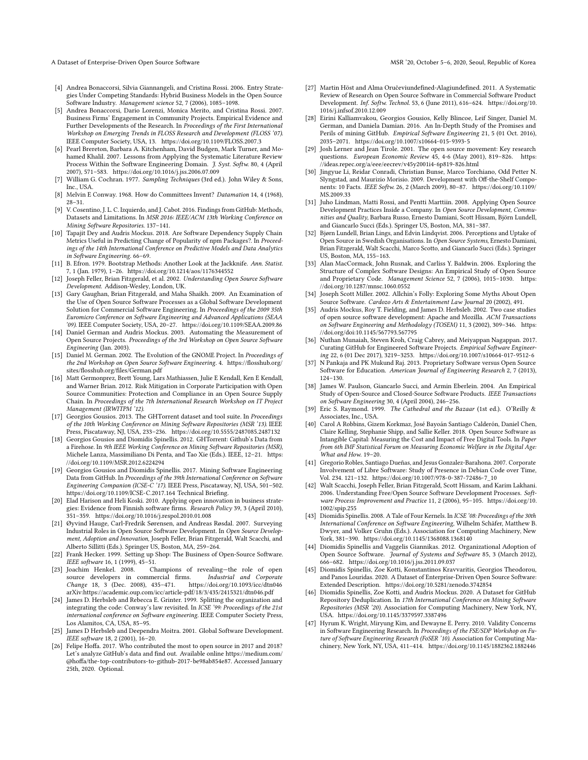- [4] Andrea Bonaccorsi, Silvia Giannangeli, and Cristina Rossi. 2006. Entry Strategies Under Competing Standards: Hybrid Business Models in the Open Source Software Industry. *Management science* 52, 7 (2006), 1085–1098.
- [5] Andrea Bonaccorsi, Dario Lorenzi, Monica Merito, and Cristina Rossi. 2007. Business Firms' Engagement in Community Projects. Empirical Evidence and Further Developments of the Research. In *Proceedings of the First International Workshop on Emerging Trends in FLOSS Research and Development (FLOSS '07)*. IEEE Computer Society, USA, 13. https://doi.org/10.1109/FLOSS.2007.3
- [6] Pearl Brereton, Barbara A. Kitchenham, David Budgen, Mark Turner, and Mohamed Khalil. 2007. Lessons from Applying the Systematic Literature Review Process Within the Software Engineering Domain. *J. Syst. Softw.* 80, 4 (April 2007), 571–583. https://doi.org/10.1016/j.jss.2006.07.009
- [7] William G. Cochran. 1977. *Sampling Techniques* (3rd ed.). John Wiley & Sons, Inc., USA.
- [8] Melvin E Conway. 1968. How do Committees Invent? *Datamation* 14, 4 (1968), 28–31.
- [9] V. Cosentino, J. L. C. Izquierdo, and J. Cabot. 2016. Findings from GitHub: Methods, Datasets and Limitations. In *MSR 2016: IEEE/ACM 13th Working Conference on Mining Software Repositories*. 137–141.
- [10] Tapajit Dey and Audris Mockus. 2018. Are Software Dependency Supply Chain Metrics Useful in Predicting Change of Popularity of npm Packages?. In *Proceedings of the 14th International Conference on Predictive Models and Data Analytics in Software Engineering*. 66–69.
- [11] B. Efron. 1979. Bootstrap Methods: Another Look at the Jackknife. *Ann. Statist.* 7, 1 (Jan. 1979), 1–26. https://doi.org/10.1214/aos/1176344552
- [12] Joseph Feller, Brian Fitzgerald, et al. 2002. *Understanding Open Source Software Development*. Addison-Wesley, London, UK.
- [13] Gary Gaughan, Brian Fitzgerald, and Maha Shaikh. 2009. An Examination of the Use of Open Source Software Processes as a Global Software Development Solution for Commercial Software Engineering. In *Proceedings of the 2009 35th Euromicro Conference on Software Engineering and Advanced Applications (SEAA '09)*. IEEE Computer Society, USA, 20–27. https://doi.org/10.1109/SEAA.2009.86
- [14] Daniel German and Audris Mockus. 2003. Automating the Measurement of Open Source Projects. *Proceedings of the 3rd Workshop on Open Source Software Engineering* (Jan. 2003).
- [15] Daniel M. German. 2002. The Evolution of the GNOME Project. In *Proceedings of the 2nd Workshop on Open Source Software Engineering*. 4. https://flosshub.org/sites/flosshub.org/files/German.pdf
- [16] Matt Germonprez, Brett Young, Lars Mathiassen, Julie E Kendall, Ken E Kendall, and Warner Brian. 2012. Risk Mitigation in Corporate Participation with Open Source Communities: Protection and Compliance in an Open Source Supply Chain. In *Proceedings of the 7th International Research Workshop on IT Project Management (IRWITPM '12)*.
- [17] Georgios Gousios. 2013. The GHTorrent dataset and tool suite. In *Proceedings of the 10th Working Conference on Mining Software Repositories (MSR '13)*. IEEE Press, Piscataway, NJ, USA, 233–236. https://doi.org/10.5555/2487085.2487132
- [18] Georgios Gousios and Diomidis Spinellis. 2012. GHTorrent: Github's Data from a Firehose. In *9th IEEE Working Conference on Mining Software Repositories (MSR)*, Michele Lanza, Massimiliano Di Penta, and Tao Xie (Eds.). IEEE, 12–21. https://doi.org/10.1109/MSR.2012.6224294
- [19] Georgios Gousios and Diomidis Spinellis. 2017. Mining Software Engineering Data from GitHub. In *Proceedings of the 39th International Conference on Software Engineering Companion (ICSE-C '17)*. IEEE Press, Piscataway, NJ, USA, 501–502. https://doi.org/10.1109/ICSE-C.2017.164 Technical Briefing.
- [20] Elad Harison and Heli Koski. 2010. Applying open innovation in business strategies: Evidence from Finnish software firms. *Research Policy* 39, 3 (April 2010), 351–359. https://doi.org/10.1016/j.respol.2010.01.008
- [21] Øyvind Hauge, Carl-Fredrik Sørensen, and Andreas Røsdal. 2007. Surveying Industrial Roles in Open Source Software Development. In *Open Source Development, Adoption and Innovation*, Joseph Feller, Brian Fitzgerald, Walt Scacchi, and Alberto Sillitti (Eds.). Springer US, Boston, MA, 259–264.
- [22] Frank Hecker. 1999. Setting up Shop: The Business of Open-Source Software. *IEEE software* 16, 1 (1999), 45–51.
- [23] Joachim Henkel. 2008. Champions of revealing—the role of open source developers in commercial firms. *Industrial and Corporate Change* 18, 3 (Dec. 2008), 435–471. https://doi.org/10.1093/icc/dtn046 arXiv:https://academic.oup.com/icc/article-pdf/18/3/435/2415321/dtn046.pdf
- [24] James D. Herbsleb and Rebecca E. Grinter. 1999. Splitting the organization and integrating the code: Conway's law revisited. In *ICSE '99: Proceedings of the 21st international conference on Software engineering*. IEEE Computer Society Press, Los Alamitos, CA, USA, 85–95.
- [25] James D Herbsleb and Deependra Moitra. 2001. Global Software Development. *IEEE software* 18, 2 (2001), 16–20.
- [26] Felipe Hoffa. 2017. Who contributed the most to open source in 2017 and 2018? Let's analyze GitHub's data and find out. Available online https://medium.com/@hoffa/the-top-contributors-to-github-2017-be98ab854e87. Accessed January 25th, 2020. Optional.
- [27] Martin Höst and Alma Oručeviundefined-Alagiundefined. 2011. A Systematic Review of Research on Open Source Software in Commercial Software Product Development. *Inf. Softw. Technol.* 53, 6 (June 2011), 616–624. https://doi.org/10.1016/j.infsof.2010.12.009
- [28] Eirini Kalliamvakou, Georgios Gousios, Kelly Blincoe, Leif Singer, Daniel M. German, and Daniela Damian. 2016. An In-Depth Study of the Promises and Perils of mining GitHub. *Empirical Software Engineering* 21, 5 (01 Oct. 2016), 2035–2071. https://doi.org/10.1007/s10664-015-9393-5
- [29] Josh Lerner and Jean Tirole. 2001. The open source movement: Key research questions. *European Economic Review* 45, 4-6 (May 2001), 819–826. https://ideas.repec.org/a/eee/eecrev/v45y2001i4-6p819-826.html
- [30] Jingyue Li, Reidar Conradi, Christian Bunse, Marco Torchiano, Odd Petter N. Slyngstad, and Maurizio Morisio. 2009. Development with Off-the-Shelf Components: 10 Facts. *IEEE Softw.* 26, 2 (March 2009), 80–87. https://doi.org/10.1109/MS.2009.33
- [31] Juho Lindman, Matti Rossi, and Pentti Marttiin. 2008. Applying Open Source Development Practices Inside a Company. In *Open Source Development, Communities and Quality*, Barbara Russo, Ernesto Damiani, Scott Hissam, Björn Lundell, and Giancarlo Succi (Eds.). Springer US, Boston, MA, 381–387.
- [32] Bjørn Lundell, Brian Lings, and Edvin Lindqvist. 2006. Perceptions and Uptake of Open Source in Swedish Organisations. In *Open Source Systems*, Ernesto Damiani, Brian Fitzgerald, Walt Scacchi, Marco Scotto, and Giancarlo Succi (Eds.). Springer US, Boston, MA, 155–163.
- [33] Alan MacCormack, John Rusnak, and Carliss Y. Baldwin. 2006. Exploring the Structure of Complex Software Designs: An Empirical Study of Open Source and Proprietary Code. *Management Science* 52, 7 (2006), 1015–1030. https://doi.org/10.1287/mnsc.1060.0552
- [34] Joseph Scott Miller. 2002. Allchin's Folly: Exploring Some Myths About Open Source Software. *Cardozo Arts & Entertainment Law Journal* 20 (2002), 491.
- [35] Audris Mockus, Roy T. Fielding, and James D. Herbsleb. 2002. Two case studies of open source software development: Apache and Mozilla. *ACM Transactions on Software Engineering and Methodology (TOSEM)* 11, 3 (2002), 309–346. https://doi.org/doi:10.1145/567793.567795
- [36] Nuthan Munaiah, Steven Kroh, Craig Cabrey, and Meiyappan Nagappan. 2017. Curating GitHub for Engineered Software Projects. *Empirical Software Engineering* 22, 6 (01 Dec 2017), 3219–3253. https://doi.org/10.1007/s10664-017-9512-6
- [37] N Pankaja and PK Mukund Raj. 2013. Proprietary Software versus Open Source Software for Education. *American Journal of Engineering Research* 2, 7 (2013), 124–130.
- [38] James W. Paulson, Giancarlo Succi, and Armin Eberlein. 2004. An Empirical Study of Open-Source and Closed-Source Software Products. *IEEE Transactions on Software Engineering* 30, 4 (April 2004), 246–256.
- [39] Eric S. Raymond. 1999. *The Cathedral and the Bazaar* (1st ed.). O'Reilly & Associates, Inc., USA.
- [40] Carol A Robbins, Gizem Korkmaz, José Bayoán Santiago Calderón, Daniel Chen, Claire Kelling, Stephanie Shipp, and Sallie Keller. 2018. Open Source Software as Intangible Capital: Measuring the Cost and Impact of Free Digital Tools. In *Paper from 6th IMF Statistical Forum on Measuring Economic Welfare in the Digital Age: What and How*. 19–20.
- [41] Gregorio Robles, Santiago Dueñas, and Jesus Gonzalez-Barahona. 2007. Corporate Involvement of Libre Software: Study of Presence in Debian Code over Time, Vol. 234. 121–132. https://doi.org/10.1007/978-0-387-72486-7_10
- [42] Walt Scacchi, Joseph Feller, Brian Fitzgerald, Scott Hissam, and Karim Lakhani. 2006. Understanding Free/Open Source Software Development Processes. *Software Process: Improvement and Practice* 11, 2 (2006), 95–105. https://doi.org/10.1002/spip.255
- [43] Diomidis Spinellis. 2008. A Tale of Four Kernels. In *ICSE '08: Proceedings of the 30th International Conference on Software Engineering*, Wilhelm Schäfer, Matthew B. Dwyer, and Volker Gruhn (Eds.). Association for Computing Machinery, New York, 381–390. https://doi.org/10.1145/1368088.1368140
- [44] Diomidis Spinellis and Vaggelis Giannikas. 2012. Organizational Adoption of Open Source Software. *Journal of Systems and Software* 85, 3 (March 2012), 666–682. https://doi.org/10.1016/j.jss.2011.09.037
- [45] Diomidis Spinellis, Zoe Kotti, Konstantinos Kravvaritis, Georgios Theodorou, and Panos Louridas. 2020. A Dataset of Enterprise-Driven Open Source Software: Extended Description. https://doi.org/10.5281/zenodo.3742854
- [46] Diomidis Spinellis, Zoe Kotti, and Audris Mockus. 2020. A Dataset for GitHub Repository Deduplication. In *17th International Conference on Mining Software Repositories (MSR '20)*. Association for Computing Machinery, New York, NY, USA. https://doi.org/10.1145/3379597.3387496
- [47] Hyrum K. Wright, Miryung Kim, and Dewayne E. Perry. 2010. Validity Concerns in Software Engineering Research. In *Proceedings of the FSE/SDP Workshop on Future of Software Engineering Research (FoSER '10)*. Association for Computing Machinery, New York, NY, USA, 411–414. https://doi.org/10.1145/1882362.1882446